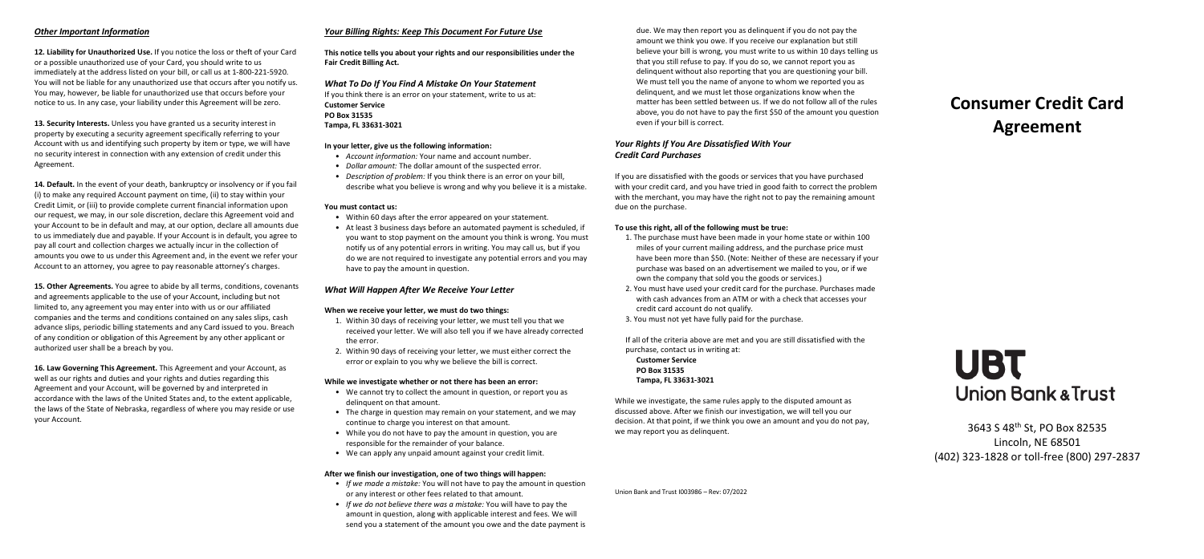## *Other Important Information*

**12. Liability for Unauthorized Use.** If you notice the loss or theft of your Card or a possible unauthorized use of your Card, you should write to us immediately at the address listed on your bill, or call us at 1-800-221-5920. You will not be liable for any unauthorized use that occurs after you notify us. You may, however, be liable for unauthorized use that occurs before your notice to us. In any case, your liability under this Agreement will be zero.

**13. Security Interests.** Unless you have granted us a security interest in property by executing a security agreement specifically referring to your Account with us and identifying such property by item or type, we will have no security interest in connection with any extension of credit under this Agreement.

**14. Default.** In the event of your death, bankruptcy or insolvency or if you fail (i) to make any required Account payment on time, (ii) to stay within your Credit Limit, or (iii) to provide complete current financial information upon our request, we may, in our sole discretion, declare this Agreement void and your Account to be in default and may, at our option, declare all amounts due to us immediately due and payable. If your Account is in default, you agree to pay all court and collection charges we actually incur in the collection of amounts you owe to us under this Agreement and, in the event we refer your Account to an attorney, you agree to pay reasonable attorney's charges.

**15. Other Agreements.** You agree to abide by all terms, conditions, covenants and agreements applicable to the use of your Account, including but not limited to, any agreement you may enter into with us or our affiliated companies and the terms and conditions contained on any sales slips, cash advance slips, periodic billing statements and any Card issued to you. Breach of any condition or obligation of this Agreement by any other applicant or authorized user shall be a breach by you.

**16. Law Governing This Agreement.** This Agreement and your Account, as well as our rights and duties and your rights and duties regarding this Agreement and your Account, will be governed by and interpreted in accordance with the laws of the United States and, to the extent applicable, the laws of the State of Nebraska, regardless of where you may reside or use your Account.

## *Your Billing Rights: Keep This Document For Future Use*

**This notice tells you about your rights and our responsibilities under the Fair Credit Billing Act.**

### *What To Do If You Find A Mistake On Your Statement*

If you think there is an error on your statement, write to us at:
**Customer Service**
**PO Box 31535**
**Tampa, FL 33631-3021**

**In your letter, give us the following information:**

- *Account information:* Your name and account number.
- *Dollar amount:* The dollar amount of the suspected error.
- *Description of problem:* If you think there is an error on your bill, describe what you believe is wrong and why you believe it is a mistake.

**You must contact us:**

- Within 60 days after the error appeared on your statement.
- At least 3 business days before an automated payment is scheduled, if you want to stop payment on the amount you think is wrong. You must notify us of any potential errors in writing. You may call us, but if you do we are not required to investigate any potential errors and you may have to pay the amount in question.

### *What Will Happen After We Receive Your Letter*

**When we receive your letter, we must do two things:**

1. Within 30 days of receiving your letter, we must tell you that we received your letter. We will also tell you if we have already corrected the error.
2. Within 90 days of receiving your letter, we must either correct the error or explain to you why we believe the bill is correct.

**While we investigate whether or not there has been an error:**

- We cannot try to collect the amount in question, or report you as delinquent on that amount.
- The charge in question may remain on your statement, and we may continue to charge you interest on that amount.
- While you do not have to pay the amount in question, you are responsible for the remainder of your balance.
- We can apply any unpaid amount against your credit limit.

**After we finish our investigation, one of two things will happen:**

- *If we made a mistake:* You will not have to pay the amount in question or any interest or other fees related to that amount.
- *If we do not believe there was a mistake:* You will have to pay the amount in question, along with applicable interest and fees. We will send you a statement of the amount you owe and the date payment is due. We may then report you as delinquent if you do not pay the amount we think you owe. If you receive our explanation but still believe your bill is wrong, you must write to us within 10 days telling us that you still refuse to pay. If you do so, we cannot report you as delinquent without also reporting that you are questioning your bill. We must tell you the name of anyone to whom we reported you as delinquent, and we must let those organizations know when the matter has been settled between us. If we do not follow all of the rules above, you do not have to pay the first $50 of the amount you question even if your bill is correct.

### *Your Rights If You Are Dissatisfied With Your Credit Card Purchases*

If you are dissatisfied with the goods or services that you have purchased with your credit card, and you have tried in good faith to correct the problem with the merchant, you may have the right not to pay the remaining amount due on the purchase.

**To use this right, all of the following must be true:**

1. The purchase must have been made in your home state or within 100 miles of your current mailing address, and the purchase price must have been more than $50. (Note: Neither of these are necessary if your purchase was based on an advertisement we mailed to you, or if we own the company that sold you the goods or services.)
2. You must have used your credit card for the purchase. Purchases made with cash advances from an ATM or with a check that accesses your credit card account do not qualify.
3. You must not yet have fully paid for the purchase.

If all of the criteria above are met and you are still dissatisfied with the purchase, contact us in writing at:
**Customer Service**
**PO Box 31535**
**Tampa, FL 33631-3021**

While we investigate, the same rules apply to the disputed amount as discussed above. After we finish our investigation, we will tell you our decision. At that point, if we think you owe an amount and you do not pay, we may report you as delinquent.

Union Bank and Trust I003986 – Rev: 07/2022

# Consumer Credit Card Agreement

UBT
Union Bank & Trust

3643 S 48th St, PO Box 82535
Lincoln, NE 68501
(402) 323-1828 or toll-free (800) 297-2837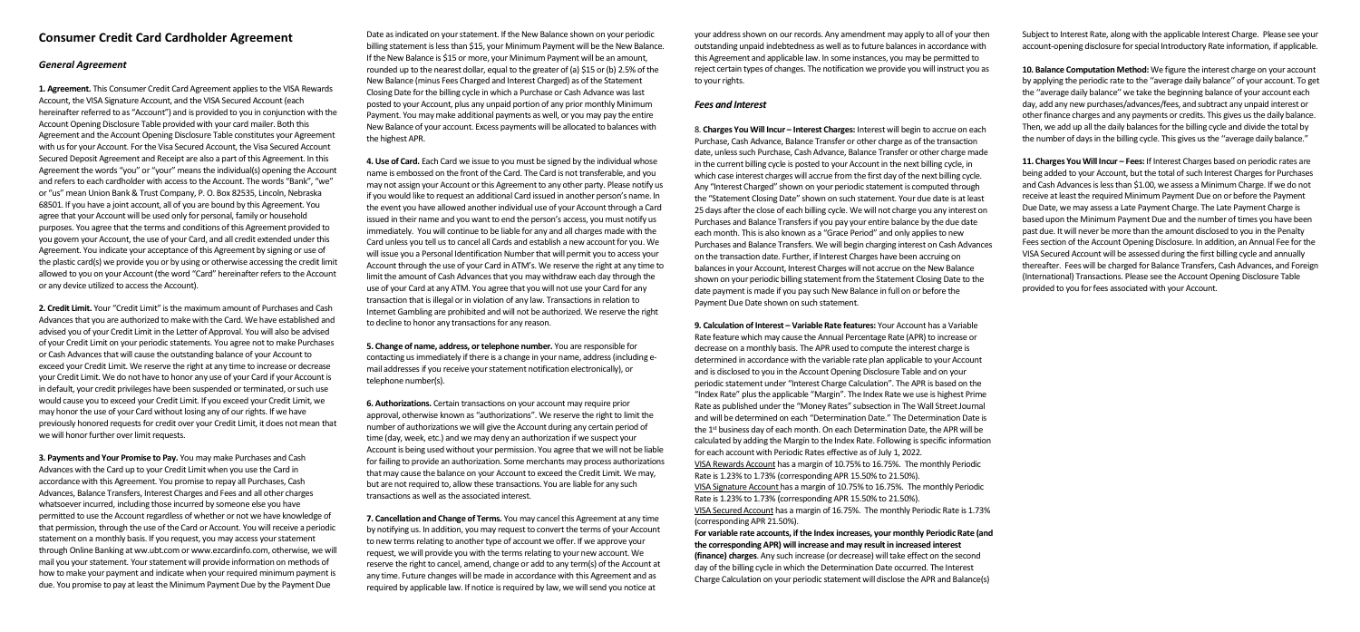# Consumer Credit Card Cardholder Agreement

## *General Agreement*

**1. Agreement.** This Consumer Credit Card Agreement applies to the VISA Rewards Account, the VISA Signature Account, and the VISA Secured Account (each hereinafter referred to as "Account") and is provided to you in conjunction with the Account Opening Disclosure Table provided with your card mailer. Both this Agreement and the Account Opening Disclosure Table constitutes your Agreement with us for your Account. For the Visa Secured Account, the Visa Secured Account Secured Deposit Agreement and Receipt are also a part of this Agreement. In this Agreement the words "you" or "your" means the individual(s) opening the Account and refers to each cardholder with access to the Account. The words "Bank", "we" or "us" mean Union Bank & Trust Company, P. O. Box 82535, Lincoln, Nebraska 68501. If you have a joint account, all of you are bound by this Agreement. You agree that your Account will be used only for personal, family or household purposes. You agree that the terms and conditions of this Agreement provided to you govern your Account, the use of your Card, and all credit extended under this Agreement. You indicate your acceptance of this Agreement by signing or use of the plastic card(s) we provide you or by using or otherwise accessing the credit limit allowed to you on your Account (the word "Card" hereinafter refers to the Account or any device utilized to access the Account).

**2. Credit Limit.** Your "Credit Limit" is the maximum amount of Purchases and Cash Advances that you are authorized to make with the Card. We have established and advised you of your Credit Limit in the Letter of Approval. You will also be advised of your Credit Limit on your periodic statements. You agree not to make Purchases or Cash Advances that will cause the outstanding balance of your Account to exceed your Credit Limit. We reserve the right at any time to increase or decrease your Credit Limit. We do not have to honor any use of your Card if your Account is in default, your credit privileges have been suspended or terminated, or such use would cause you to exceed your Credit Limit. If you exceed your Credit Limit, we may honor the use of your Card without losing any of our rights. If we have previously honored requests for credit over your Credit Limit, it does not mean that we will honor further over limit requests.

**3. Payments and Your Promise to Pay.** You may make Purchases and Cash Advances with the Card up to your Credit Limit when you use the Card in accordance with this Agreement. You promise to repay all Purchases, Cash Advances, Balance Transfers, Interest Charges and Fees and all other charges whatsoever incurred, including those incurred by someone else you have permitted to use the Account regardless of whether or not we have knowledge of that permission, through the use of the Card or Account. You will receive a periodic statement on a monthly basis. If you request, you may access your statement through Online Banking at ww.ubt.com or www.ezcardinfo.com, otherwise, we will mail you your statement. Your statement will provide information on methods of how to make your payment and indicate when your required minimum payment is due. You promise to pay at least the Minimum Payment Due by the Payment Due Date as indicated on your statement. If the New Balance shown on your periodic billing statement is less than $15, your Minimum Payment will be the New Balance. If the New Balance is $15 or more, your Minimum Payment will be an amount, rounded up to the nearest dollar, equal to the greater of (a) $15 or (b) 2.5% of the New Balance (minus Fees Charged and Interest Charged) as of the Statement Closing Date for the billing cycle in which a Purchase or Cash Advance was last posted to your Account, plus any unpaid portion of any prior monthly Minimum Payment. You may make additional payments as well, or you may pay the entire New Balance of your account. Excess payments will be allocated to balances with the highest APR.

**4. Use of Card.** Each Card we issue to you must be signed by the individual whose name is embossed on the front of the Card. The Card is not transferable, and you may not assign your Account or this Agreement to any other party. Please notify us if you would like to request an additional Card issued in another person's name. In the event you have allowed another individual use of your Account through a Card issued in their name and you want to end the person's access, you must notify us immediately. You will continue to be liable for any and all charges made with the Card unless you tell us to cancel all Cards and establish a new account for you. We will issue you a Personal Identification Number that will permit you to access your Account through the use of your Card in ATM's. We reserve the right at any time to limit the amount of Cash Advances that you may withdraw each day through the use of your Card at any ATM. You agree that you will not use your Card for any transaction that is illegal or in violation of any law. Transactions in relation to Internet Gambling are prohibited and will not be authorized. We reserve the right to decline to honor any transactions for any reason.

**5. Change of name, address, or telephone number.** You are responsible for contacting us immediately if there is a change in your name, address (including e-mail addresses if you receive your statement notification electronically), or telephone number(s).

**6. Authorizations.** Certain transactions on your account may require prior approval, otherwise known as "authorizations". We reserve the right to limit the number of authorizations we will give the Account during any certain period of time (day, week, etc.) and we may deny an authorization if we suspect your Account is being used without your permission. You agree that we will not be liable for failing to provide an authorization. Some merchants may process authorizations that may cause the balance on your Account to exceed the Credit Limit. We may, but are not required to, allow these transactions. You are liable for any such transactions as well as the associated interest.

**7. Cancellation and Change of Terms.** You may cancel this Agreement at any time by notifying us. In addition, you may request to convert the terms of your Account to new terms relating to another type of account we offer. If we approve your request, we will provide you with the terms relating to your new account. We reserve the right to cancel, amend, change or add to any term(s) of the Account at any time. Future changes will be made in accordance with this Agreement and as required by applicable law. If notice is required by law, we will send you notice at your address shown on our records. Any amendment may apply to all of your then outstanding unpaid indebtedness as well as to future balances in accordance with this Agreement and applicable law. In some instances, you may be permitted to reject certain types of changes. The notification we provide you will instruct you as to your rights.

## *Fees and Interest*

8. **Charges You Will Incur – Interest Charges:** Interest will begin to accrue on each Purchase, Cash Advance, Balance Transfer or other charge as of the transaction date, unless such Purchase, Cash Advance, Balance Transfer or other charge made in the current billing cycle is posted to your Account in the next billing cycle, in which case interest charges will accrue from the first day of the next billing cycle. Any "Interest Charged" shown on your periodic statement is computed through the "Statement Closing Date" shown on such statement. Your due date is at least 25 days after the close of each billing cycle. We will not charge you any interest on Purchases and Balance Transfers if you pay your entire balance by the due date each month. This is also known as a "Grace Period" and only applies to new Purchases and Balance Transfers. We will begin charging interest on Cash Advances on the transaction date. Further, if Interest Charges have been accruing on balances in your Account, Interest Charges will not accrue on the New Balance shown on your periodic billing statement from the Statement Closing Date to the date payment is made if you pay such New Balance in full on or before the Payment Due Date shown on such statement.

**9. Calculation of Interest – Variable Rate features:** Your Account has a Variable Rate feature which may cause the Annual Percentage Rate (APR) to increase or decrease on a monthly basis. The APR used to compute the interest charge is determined in accordance with the variable rate plan applicable to your Account and is disclosed to you in the Account Opening Disclosure Table and on your periodic statement under "Interest Charge Calculation". The APR is based on the "Index Rate" plus the applicable "Margin". The Index Rate we use is highest Prime Rate as published under the "Money Rates" subsection in The Wall Street Journal and will be determined on each "Determination Date." The Determination Date is the 1st business day of each month. On each Determination Date, the APR will be calculated by adding the Margin to the Index Rate. Following is specific information for each account with Periodic Rates effective as of July 1, 2022.

VISA Rewards Account has a margin of 10.75% to 16.75%. The monthly Periodic Rate is 1.23% to 1.73% (corresponding APR 15.50% to 21.50%).

VISA Signature Account has a margin of 10.75% to 16.75%. The monthly Periodic Rate is 1.23% to 1.73% (corresponding APR 15.50% to 21.50%).

VISA Secured Account has a margin of 16.75%. The monthly Periodic Rate is 1.73% (corresponding APR 21.50%).

**For variable rate accounts, if the Index increases, your monthly Periodic Rate (and the corresponding APR) will increase and may result in increased interest (finance) charges**. Any such increase (or decrease) will take effect on the second day of the billing cycle in which the Determination Date occurred. The Interest Charge Calculation on your periodic statement will disclose the APR and Balance(s) Subject to Interest Rate, along with the applicable Interest Charge. Please see your account-opening disclosure for special Introductory Rate information, if applicable.

**10. Balance Computation Method:** We figure the interest charge on your account by applying the periodic rate to the "average daily balance" of your account. To get the "average daily balance" we take the beginning balance of your account each day, add any new purchases/advances/fees, and subtract any unpaid interest or other finance charges and any payments or credits. This gives us the daily balance. Then, we add up all the daily balances for the billing cycle and divide the total by the number of days in the billing cycle. This gives us the "average daily balance."

**11. Charges You Will Incur – Fees:** If Interest Charges based on periodic rates are being added to your Account, but the total of such Interest Charges for Purchases and Cash Advances is less than $1.00, we assess a Minimum Charge. If we do not receive at least the required Minimum Payment Due on or before the Payment Due Date, we may assess a Late Payment Charge. The Late Payment Charge is based upon the Minimum Payment Due and the number of times you have been past due. It will never be more than the amount disclosed to you in the Penalty Fees section of the Account Opening Disclosure. In addition, an Annual Fee for the VISA Secured Account will be assessed during the first billing cycle and annually thereafter. Fees will be charged for Balance Transfers, Cash Advances, and Foreign (International) Transactions. Please see the Account Opening Disclosure Table provided to you for fees associated with your Account.